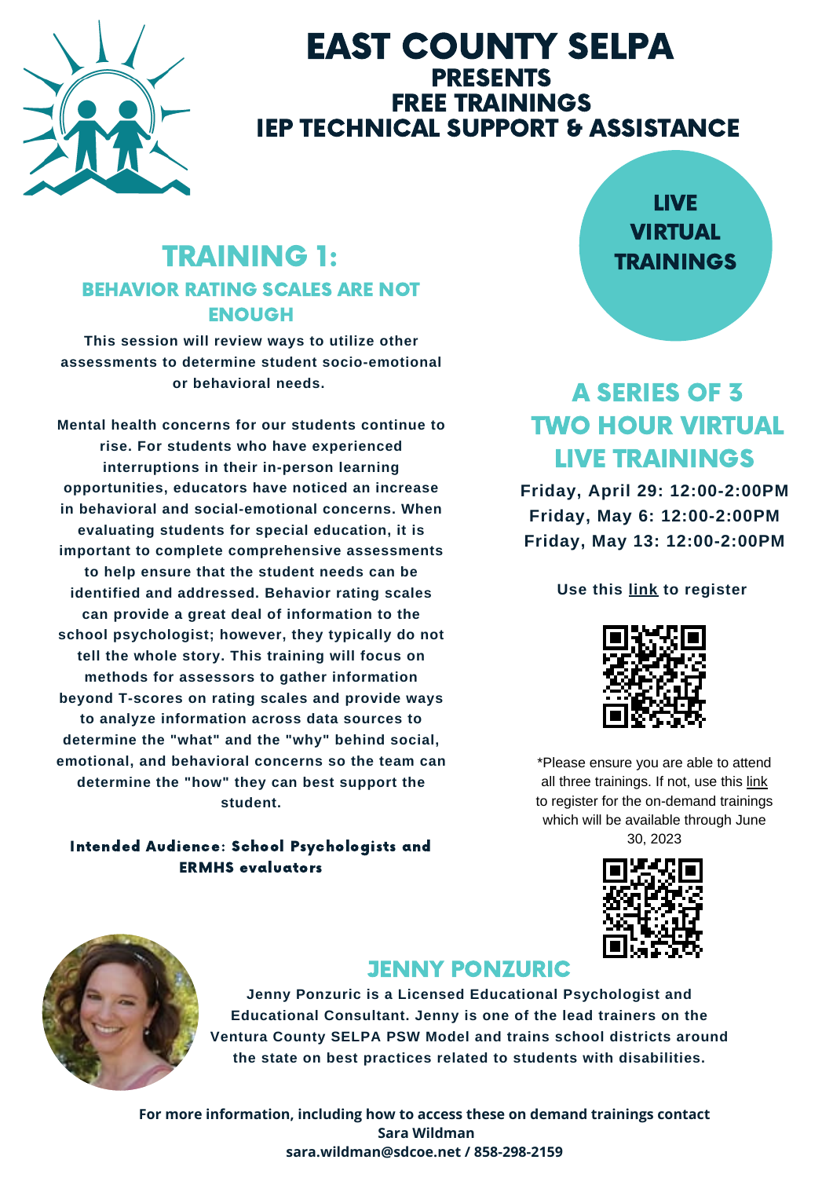# EAST COUNTY SELPA

## PRESENTS

## FREE TRAININGS

## IEP TECHNICAL SUPPORT & ASSISTANCE

**LIVE VIRTUAL TRAININGS**

## TRAINING 1:

### BEHAVIOR RATING SCALES ARE NOT ENOUGH

**This session will review ways to utilize other assessments to determine student socio-emotional or behavioral needs.**

**Mental health concerns for our students continue to rise. For students who have experienced interruptions in their in-person learning opportunities, educators have noticed an increase in behavioral and social-emotional concerns. When evaluating students for special education, it is important to complete comprehensive assessments to help ensure that the student needs can be identified and addressed. Behavior rating scales can provide a great deal of information to the school psychologist; however, they typically do not tell the whole story. This training will focus on methods for assessors to gather information beyond T-scores on rating scales and provide ways to analyze information across data sources to determine the "what" and the "why" behind social, emotional, and behavioral concerns so the team can determine the "how" they can best support the student.**

**Intended Audience: School Psychologists and ERMHS evaluators**

## A SERIES OF 3 TWO HOUR VIRTUAL LIVE TRAININGS

**Friday, April 29: 12:00-2:00PM**
**Friday, May 6: 12:00-2:00PM**
**Friday, May 13: 12:00-2:00PM**

**Use this link to register**

*Please ensure you are able to attend all three trainings. If not, use this link to register for the on-demand trainings which will be available through June 30, 2023

## JENNY PONZURIC

**Jenny Ponzuric is a Licensed Educational Psychologist and Educational Consultant. Jenny is one of the lead trainers on the Ventura County SELPA PSW Model and trains school districts around the state on best practices related to students with disabilities.**

**For more information, including how to access these on demand trainings contact Sara Wildman**
**sara.wildman@sdcoe.net / 858-298-2159**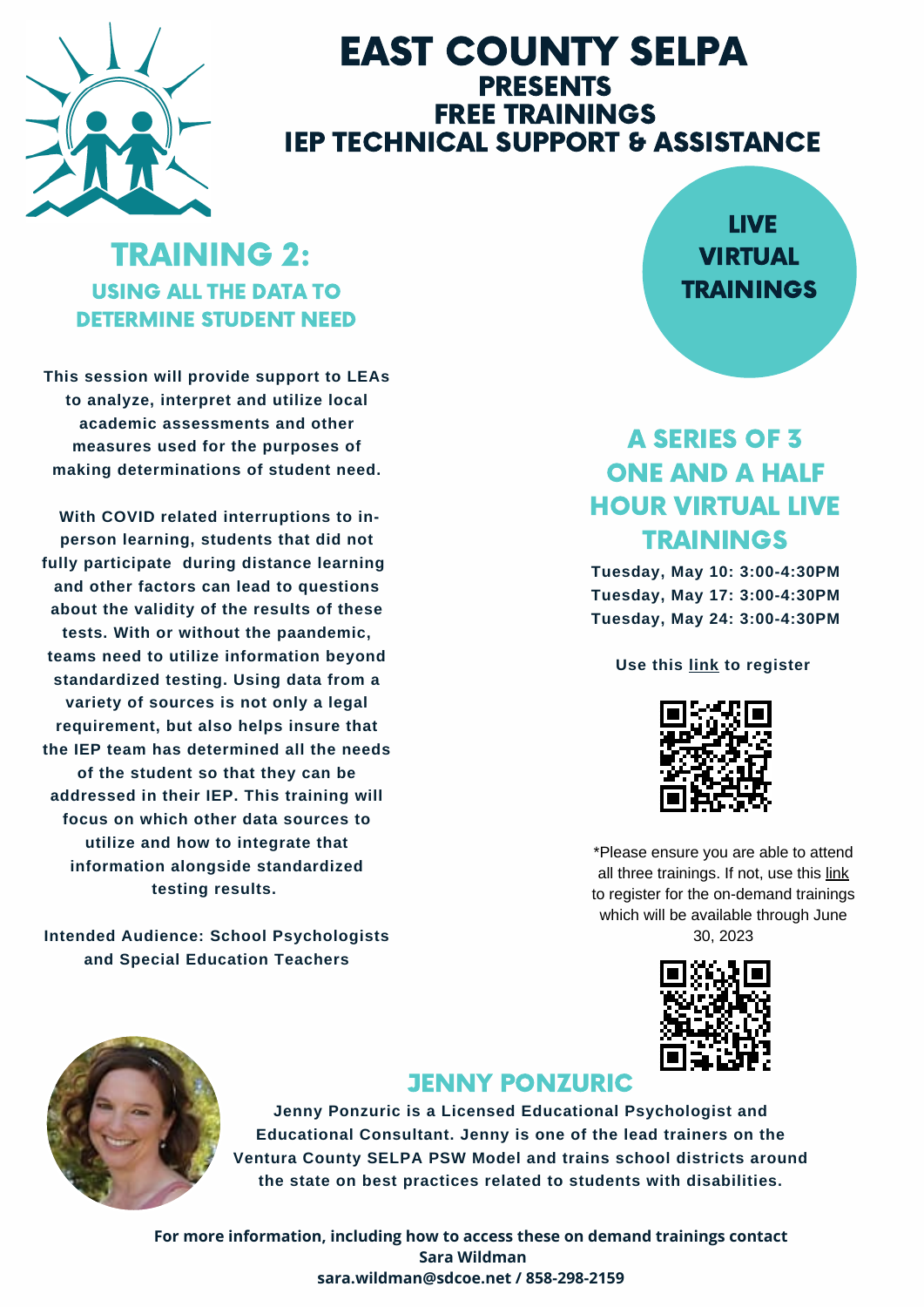# EAST COUNTY SELPA
## PRESENTS
## FREE TRAININGS
## IEP TECHNICAL SUPPORT & ASSISTANCE

## TRAINING 2:
### USING ALL THE DATA TO DETERMINE STUDENT NEED

**This session will provide support to LEAs to analyze, interpret and utilize local academic assessments and other measures used for the purposes of making determinations of student need.**

**With COVID related interruptions to in-person learning, students that did not fully participate during distance learning and other factors can lead to questions about the validity of the results of these tests. With or without the paandemic, teams need to utilize information beyond standardized testing. Using data from a variety of sources is not only a legal requirement, but also helps insure that the IEP team has determined all the needs of the student so that they can be addressed in their IEP. This training will focus on which other data sources to utilize and how to integrate that information alongside standardized testing results.**

**Intended Audience: School Psychologists and Special Education Teachers**

**LIVE VIRTUAL TRAININGS**

## A SERIES OF 3 ONE AND A HALF HOUR VIRTUAL LIVE TRAININGS

**Tuesday, May 10: 3:00-4:30PM**
**Tuesday, May 17: 3:00-4:30PM**
**Tuesday, May 24: 3:00-4:30PM**

**Use this link to register**

*Please ensure you are able to attend all three trainings. If not, use this link to register for the on-demand trainings which will be available through June 30, 2023

## JENNY PONZURIC

**Jenny Ponzuric is a Licensed Educational Psychologist and Educational Consultant. Jenny is one of the lead trainers on the Ventura County SELPA PSW Model and trains school districts around the state on best practices related to students with disabilities.**

**For more information, including how to access these on demand trainings contact Sara Wildman sara.wildman@sdcoe.net / 858-298-2159**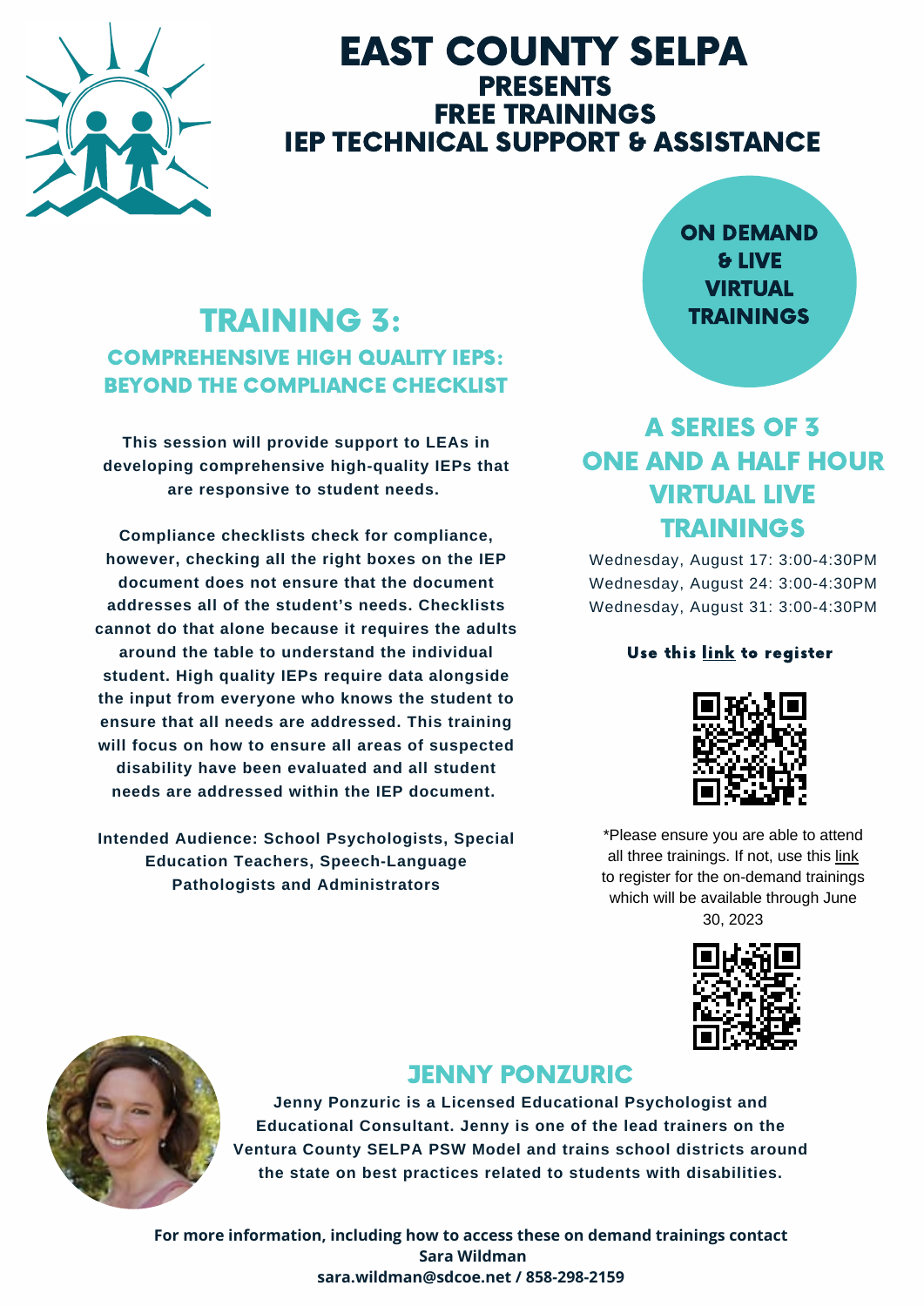# EAST COUNTY SELPA
## PRESENTS
## FREE TRAININGS
## IEP TECHNICAL SUPPORT & ASSISTANCE

**ON DEMAND & LIVE VIRTUAL TRAININGS**

## TRAINING 3:
### COMPREHENSIVE HIGH QUALITY IEPS: BEYOND THE COMPLIANCE CHECKLIST

**This session will provide support to LEAs in developing comprehensive high-quality IEPs that are responsive to student needs.**

**Compliance checklists check for compliance, however, checking all the right boxes on the IEP document does not ensure that the document addresses all of the student's needs. Checklists cannot do that alone because it requires the adults around the table to understand the individual student. High quality IEPs require data alongside the input from everyone who knows the student to ensure that all needs are addressed. This training will focus on how to ensure all areas of suspected disability have been evaluated and all student needs are addressed within the IEP document.**

**Intended Audience: School Psychologists, Special Education Teachers, Speech-Language Pathologists and Administrators**

## A SERIES OF 3 ONE AND A HALF HOUR VIRTUAL LIVE TRAININGS

Wednesday, August 17: 3:00-4:30PM
Wednesday, August 24: 3:00-4:30PM
Wednesday, August 31: 3:00-4:30PM

**Use this link to register**

*Please ensure you are able to attend all three trainings. If not, use this link to register for the on-demand trainings which will be available through June 30, 2023

## JENNY PONZURIC

**Jenny Ponzuric is a Licensed Educational Psychologist and Educational Consultant. Jenny is one of the lead trainers on the Ventura County SELPA PSW Model and trains school districts around the state on best practices related to students with disabilities.**

**For more information, including how to access these on demand trainings contact Sara Wildman**
**sara.wildman@sdcoe.net / 858-298-2159**